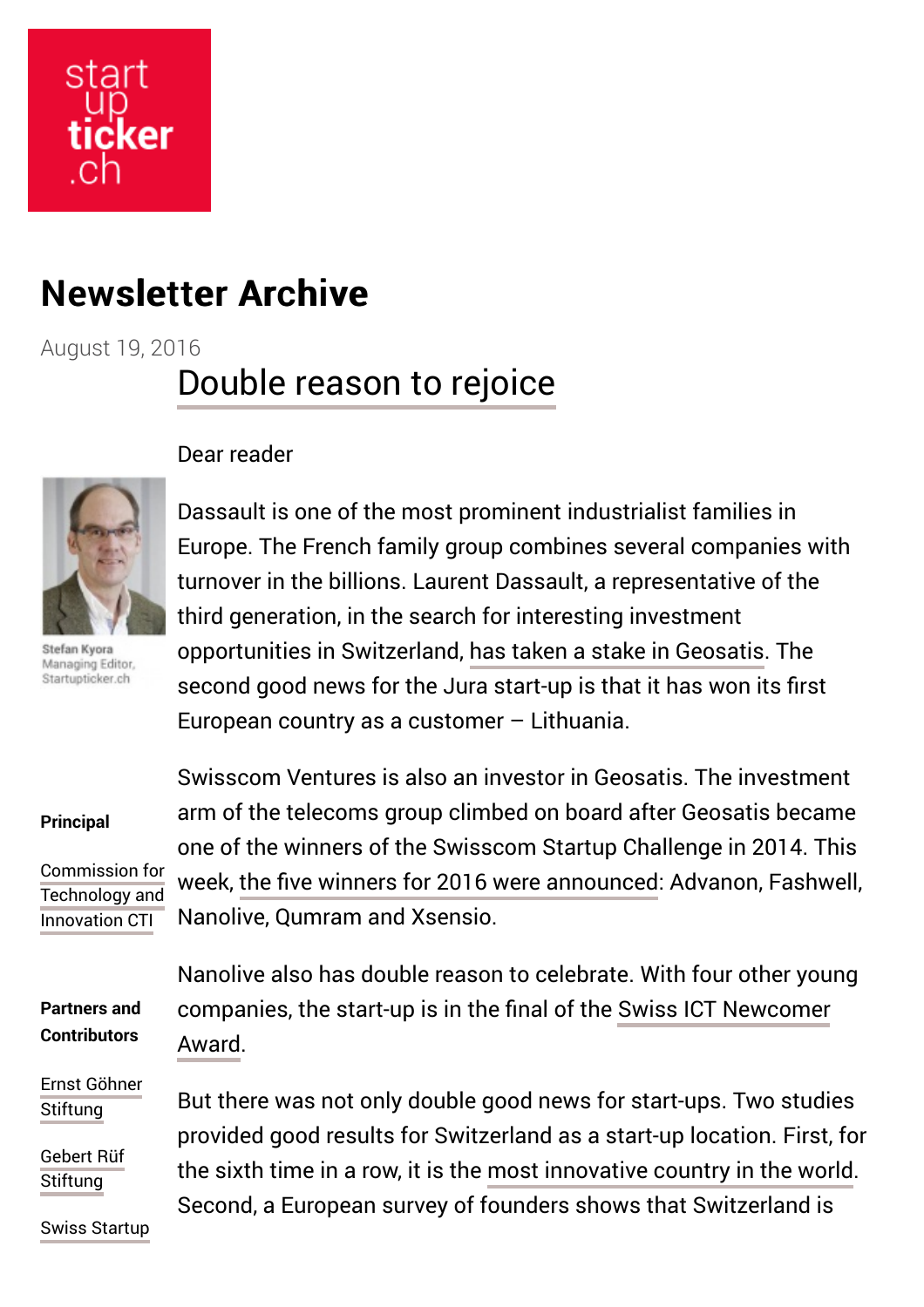start up ticker .ch

# Newsletter Archive

August 19, 2016

## Double reason to rejoice

Dear reader

Stefan Kyora
Managing Editor,
Startupticker.ch

Dassault is one of the most prominent industrialist families in Europe. The French family group combines several companies with turnover in the billions. Laurent Dassault, a representative of the third generation, in the search for interesting investment opportunities in Switzerland, has taken a stake in Geosatis. The second good news for the Jura start-up is that it has won its first European country as a customer – Lithuania.

Swisscom Ventures is also an investor in Geosatis. The investment arm of the telecoms group climbed on board after Geosatis became one of the winners of the Swisscom Startup Challenge in 2014. This week, the five winners for 2016 were announced: Advanon, Fashwell, Nanolive, Qumram and Xsensio.

Nanolive also has double reason to celebrate. With four other young companies, the start-up is in the final of the Swiss ICT Newcomer Award.

But there was not only double good news for start-ups. Two studies provided good results for Switzerland as a start-up location. First, for the sixth time in a row, it is the most innovative country in the world. Second, a European survey of founders shows that Switzerland is

**Principal**

Commission for Technology and Innovation CTI

**Partners and Contributors**

Ernst Göhner Stiftung

Gebert Rüf Stiftung

Swiss Startup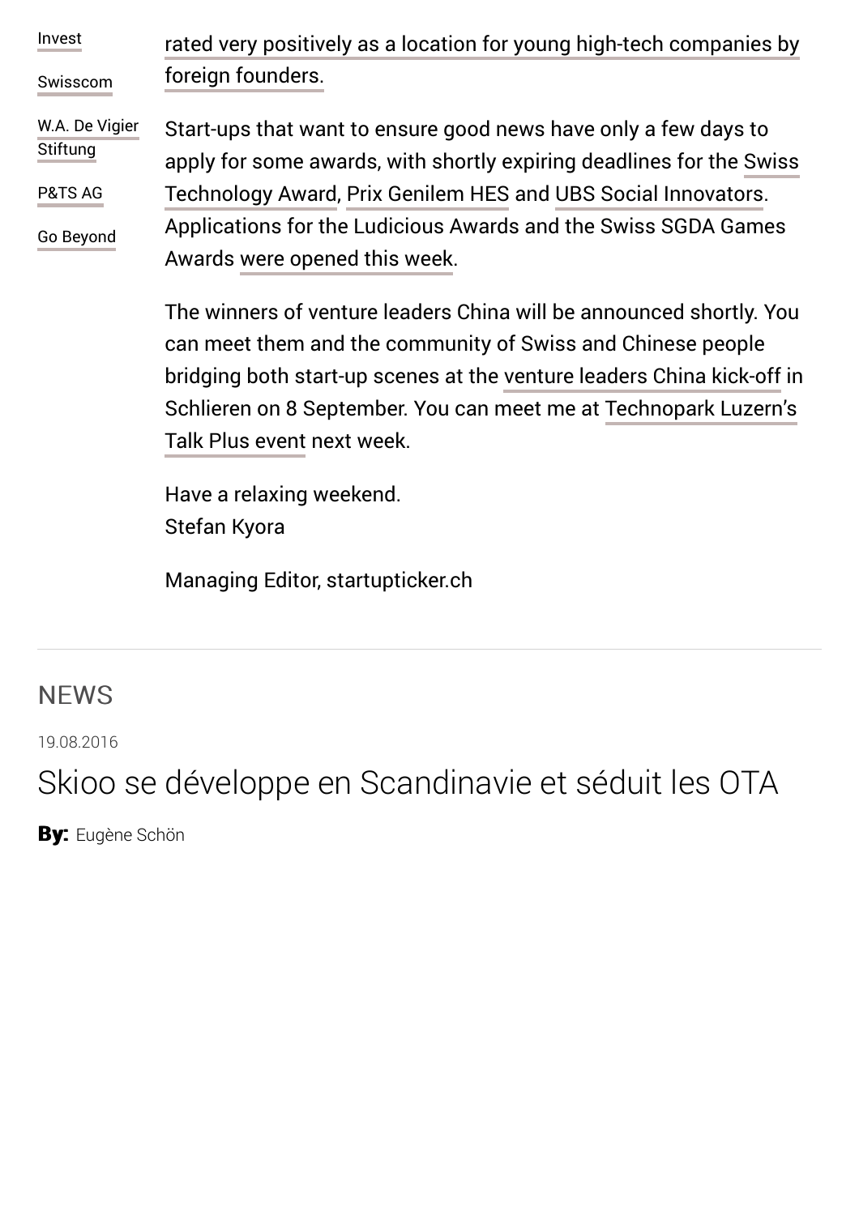- Invest
- Swisscom
- W.A. De Vigier Stiftung
- P&TS AG
- Go Beyond

rated very positively as a location for young high-tech companies by foreign founders.

Start-ups that want to ensure good news have only a few days to apply for some awards, with shortly expiring deadlines for the Swiss Technology Award, Prix Genilem HES and UBS Social Innovators. Applications for the Ludicious Awards and the Swiss SGDA Games Awards were opened this week.

The winners of venture leaders China will be announced shortly. You can meet them and the community of Swiss and Chinese people bridging both start-up scenes at the venture leaders China kick-off in Schlieren on 8 September. You can meet me at Technopark Luzern's Talk Plus event next week.

Have a relaxing weekend.
Stefan Kyora

Managing Editor, startupticker.ch

---

## NEWS

19.08.2016

# Skioo se développe en Scandinavie et séduit les OTA

**By:** Eugène Schön